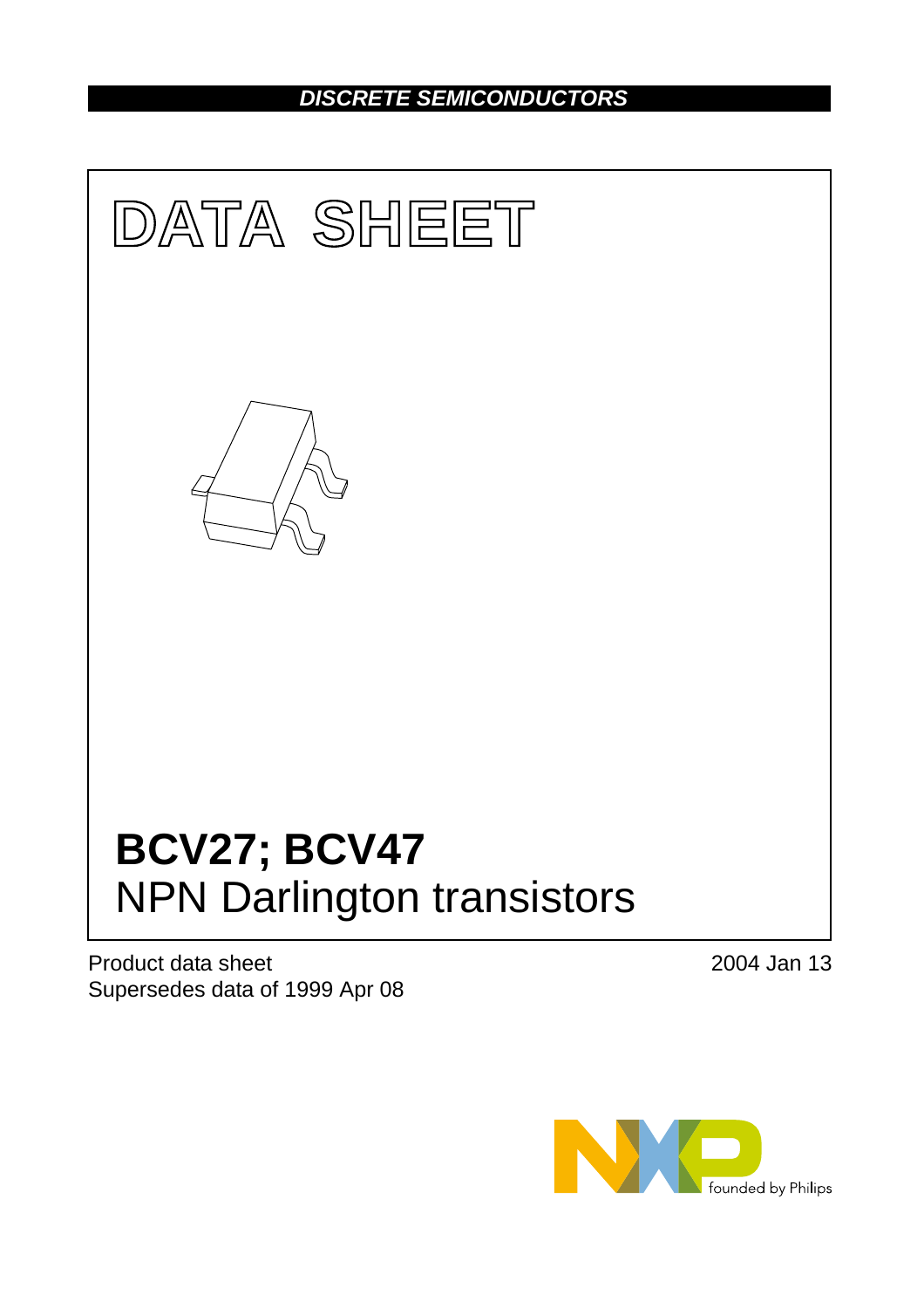***DISCRETE SEMICONDUCTORS***

# DATA SHEET

# BCV27; BCV47
## NPN Darlington transistors

Product data sheet
Supersedes data of 1999 Apr 08

2004 Jan 13

founded by Philips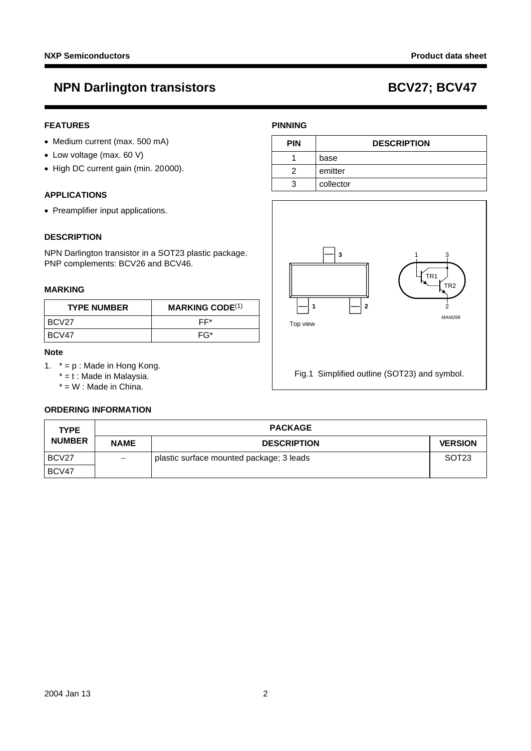## FEATURES

- Medium current (max. 500 mA)
- Low voltage (max. 60 V)
- High DC current gain (min. 20000).

## APPLICATIONS

- Preamplifier input applications.

## DESCRIPTION

NPN Darlington transistor in a SOT23 plastic package. PNP complements: BCV26 and BCV46.

## MARKING

| TYPE NUMBER | MARKING CODE(1) |
|---|---|
| BCV27 | FF* |
| BCV47 | FG* |

**Note**

1. * = p : Made in Hong Kong.
   * = t : Made in Malaysia.
   * = W : Made in China.

## PINNING

| PIN | DESCRIPTION |
|---|---|
| 1 | base |
| 2 | emitter |
| 3 | collector |

Fig.1 Simplified outline (SOT23) and symbol.

## ORDERING INFORMATION

| TYPE NUMBER | PACKAGE | | |
|---|---|---|---|
| | NAME | DESCRIPTION | VERSION |
| BCV27 | − | plastic surface mounted package; 3 leads | SOT23 |
| BCV47 | | | |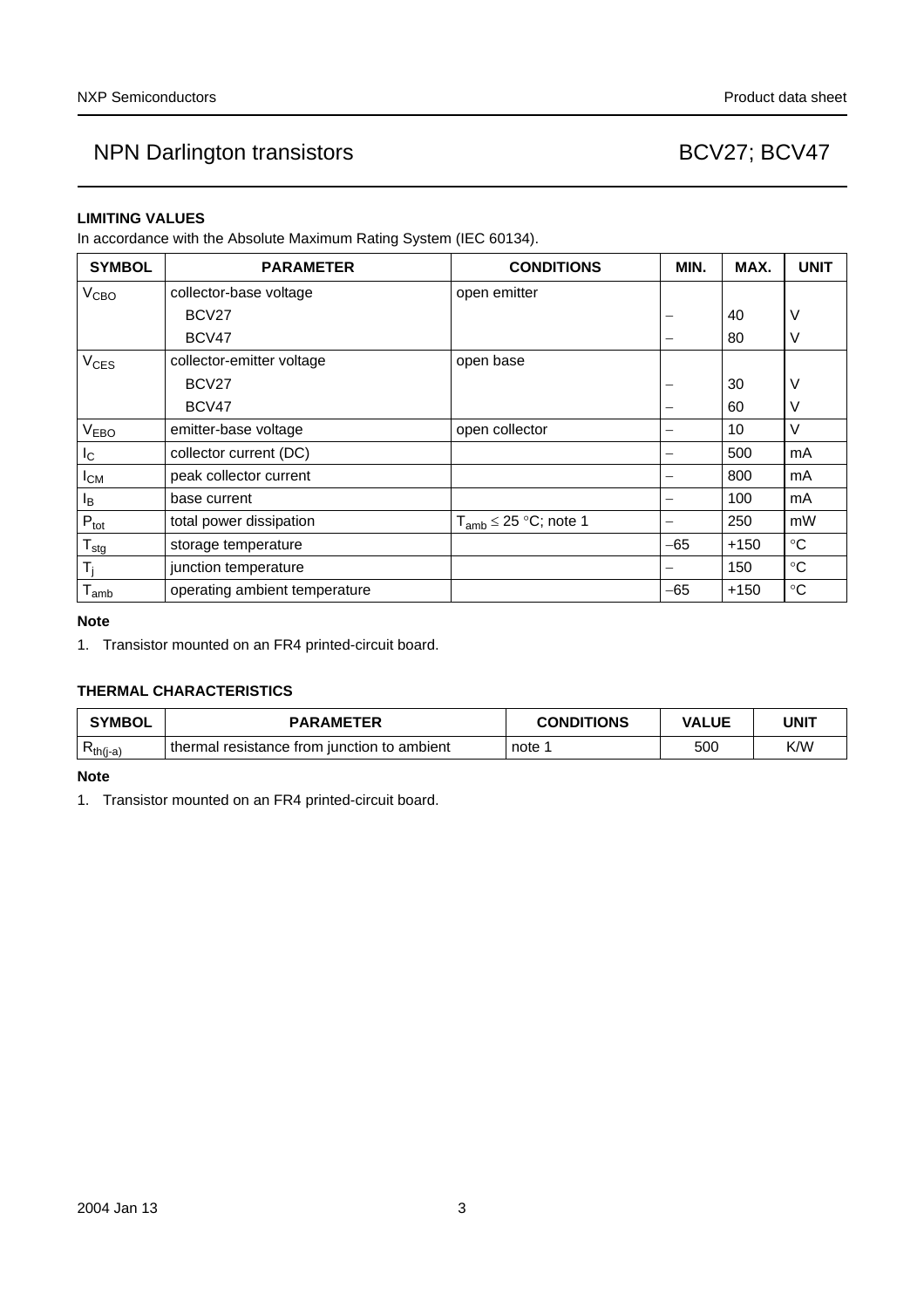## LIMITING VALUES

In accordance with the Absolute Maximum Rating System (IEC 60134).

| SYMBOL | PARAMETER | CONDITIONS | MIN. | MAX. | UNIT |
|---|---|---|---|---|---|
| $V_{CBO}$ | collector-base voltage | open emitter | | | |
| | BCV27 | | − | 40 | V |
| | BCV47 | | − | 80 | V |
| $V_{CES}$ | collector-emitter voltage | open base | | | |
| | BCV27 | | − | 30 | V |
| | BCV47 | | − | 60 | V |
| $V_{EBO}$ | emitter-base voltage | open collector | − | 10 | V |
| $I_C$ | collector current (DC) | | − | 500 | mA |
| $I_{CM}$ | peak collector current | | − | 800 | mA |
| $I_B$ | base current | | − | 100 | mA |
| $P_{tot}$ | total power dissipation | $T_{amb} \leq 25$ °C; note 1 | − | 250 | mW |
| $T_{stg}$ | storage temperature | | −65 | +150 | °C |
| $T_j$ | junction temperature | | − | 150 | °C |
| $T_{amb}$ | operating ambient temperature | | −65 | +150 | °C |

**Note**

1. Transistor mounted on an FR4 printed-circuit board.

## THERMAL CHARACTERISTICS

| SYMBOL | PARAMETER | CONDITIONS | VALUE | UNIT |
|---|---|---|---|---|
| $R_{th(j-a)}$ | thermal resistance from junction to ambient | note 1 | 500 | K/W |

**Note**

1. Transistor mounted on an FR4 printed-circuit board.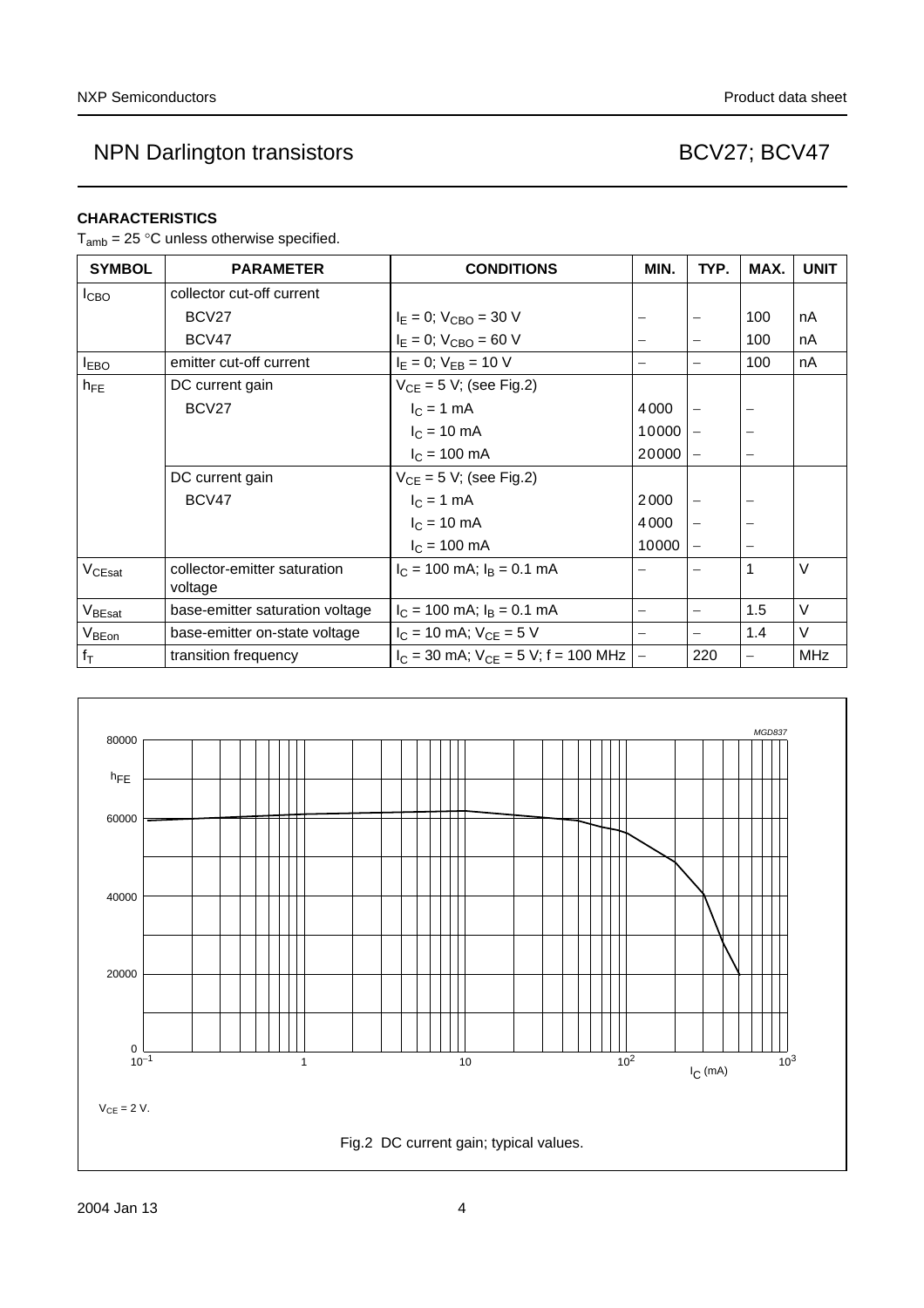## CHARACTERISTICS

$T_{amb} = 25\ °C$ unless otherwise specified.

| SYMBOL | PARAMETER | CONDITIONS | MIN. | TYP. | MAX. | UNIT |
|---|---|---|---|---|---|---|
| $I_{CBO}$ | collector cut-off current | | | | | |
| | BCV27 | $I_E = 0$; $V_{CBO} = 30$ V | – | – | 100 | nA |
| | BCV47 | $I_E = 0$; $V_{CBO} = 60$ V | – | – | 100 | nA |
| $I_{EBO}$ | emitter cut-off current | $I_E = 0$; $V_{EB} = 10$ V | – | – | 100 | nA |
| $h_{FE}$ | DC current gain | $V_{CE} = 5$ V; (see Fig.2) | | | | |
| | BCV27 | $I_C = 1$ mA | 4000 | – | – | |
| | | $I_C = 10$ mA | 10000 | – | – | |
| | | $I_C = 100$ mA | 20000 | – | – | |
| | DC current gain | $V_{CE} = 5$ V; (see Fig.2) | | | | |
| | BCV47 | $I_C = 1$ mA | 2000 | – | – | |
| | | $I_C = 10$ mA | 4000 | – | – | |
| | | $I_C = 100$ mA | 10000 | – | – | |
| $V_{CEsat}$ | collector-emitter saturation voltage | $I_C = 100$ mA; $I_B = 0.1$ mA | – | – | 1 | V |
| $V_{BEsat}$ | base-emitter saturation voltage | $I_C = 100$ mA; $I_B = 0.1$ mA | – | – | 1.5 | V |
| $V_{BEon}$ | base-emitter on-state voltage | $I_C = 10$ mA; $V_{CE} = 5$ V | – | – | 1.4 | V |
| $f_T$ | transition frequency | $I_C = 30$ mA; $V_{CE} = 5$ V; f = 100 MHz | – | 220 | – | MHz |

$V_{CE} = 2$ V.

Fig.2 DC current gain; typical values.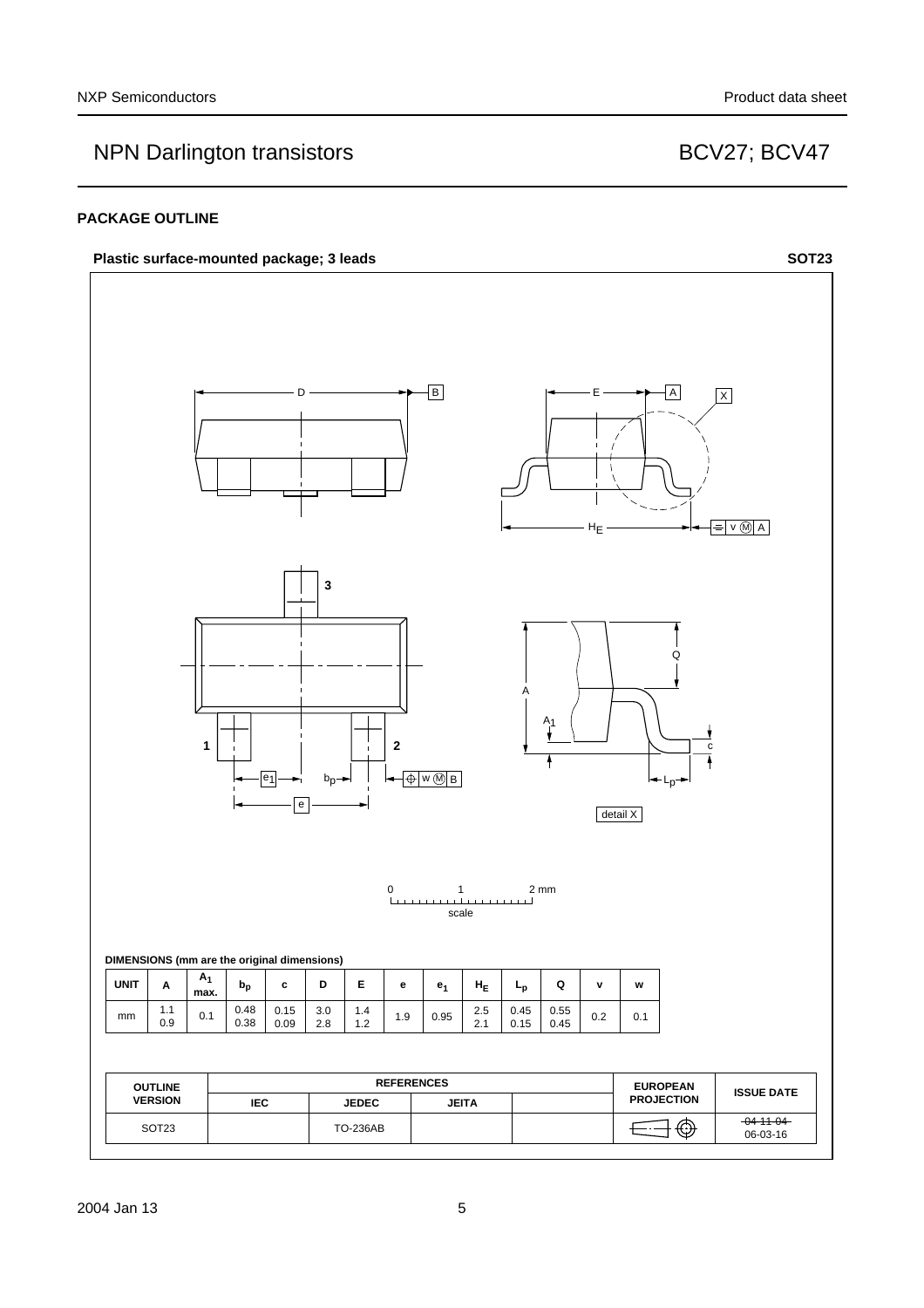## PACKAGE OUTLINE

**Plastic surface-mounted package; 3 leads** **SOT23**

**DIMENSIONS (mm are the original dimensions)**

| UNIT | A | $A_1$ max. | $b_p$ | c | D | E | e | $e_1$ | $H_E$ | $L_p$ | Q | v | w |
|---|---|---|---|---|---|---|---|---|---|---|---|---|---|
| mm | 1.1<br>0.9 | 0.1 | 0.48<br>0.38 | 0.15<br>0.09 | 3.0<br>2.8 | 1.4<br>1.2 | 1.9 | 0.95 | 2.5<br>2.1 | 0.45<br>0.15 | 0.55<br>0.45 | 0.2 | 0.1 |

| OUTLINE VERSION | REFERENCES | | | | EUROPEAN PROJECTION | ISSUE DATE |
|---|---|---|---|---|---|---|
| | IEC | JEDEC | JEITA | | | |
| SOT23 | | TO-236AB | | | | ~~04-11-04~~<br>06-03-16 |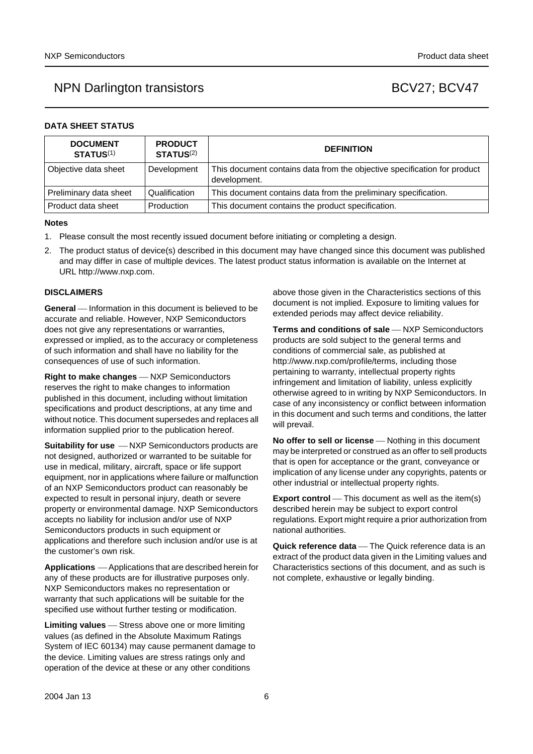## DATA SHEET STATUS

| DOCUMENT STATUS[(1)] | PRODUCT STATUS[(2)] | DEFINITION |
|---|---|---|
| Objective data sheet | Development | This document contains data from the objective specification for product development. |
| Preliminary data sheet | Qualification | This document contains data from the preliminary specification. |
| Product data sheet | Production | This document contains the product specification. |

### Notes

1. Please consult the most recently issued document before initiating or completing a design.
2. The product status of device(s) described in this document may have changed since this document was published and may differ in case of multiple devices. The latest product status information is available on the Internet at URL http://www.nxp.com.

## DISCLAIMERS

**General** — Information in this document is believed to be accurate and reliable. However, NXP Semiconductors does not give any representations or warranties, expressed or implied, as to the accuracy or completeness of such information and shall have no liability for the consequences of use of such information.

**Right to make changes** — NXP Semiconductors reserves the right to make changes to information published in this document, including without limitation specifications and product descriptions, at any time and without notice. This document supersedes and replaces all information supplied prior to the publication hereof.

**Suitability for use** — NXP Semiconductors products are not designed, authorized or warranted to be suitable for use in medical, military, aircraft, space or life support equipment, nor in applications where failure or malfunction of an NXP Semiconductors product can reasonably be expected to result in personal injury, death or severe property or environmental damage. NXP Semiconductors accepts no liability for inclusion and/or use of NXP Semiconductors products in such equipment or applications and therefore such inclusion and/or use is at the customer's own risk.

**Applications** — Applications that are described herein for any of these products are for illustrative purposes only. NXP Semiconductors makes no representation or warranty that such applications will be suitable for the specified use without further testing or modification.

**Limiting values** — Stress above one or more limiting values (as defined in the Absolute Maximum Ratings System of IEC 60134) may cause permanent damage to the device. Limiting values are stress ratings only and operation of the device at these or any other conditions above those given in the Characteristics sections of this document is not implied. Exposure to limiting values for extended periods may affect device reliability.

**Terms and conditions of sale** — NXP Semiconductors products are sold subject to the general terms and conditions of commercial sale, as published at http://www.nxp.com/profile/terms, including those pertaining to warranty, intellectual property rights infringement and limitation of liability, unless explicitly otherwise agreed to in writing by NXP Semiconductors. In case of any inconsistency or conflict between information in this document and such terms and conditions, the latter will prevail.

**No offer to sell or license** — Nothing in this document may be interpreted or construed as an offer to sell products that is open for acceptance or the grant, conveyance or implication of any license under any copyrights, patents or other industrial or intellectual property rights.

**Export control** — This document as well as the item(s) described herein may be subject to export control regulations. Export might require a prior authorization from national authorities.

**Quick reference data** — The Quick reference data is an extract of the product data given in the Limiting values and Characteristics sections of this document, and as such is not complete, exhaustive or legally binding.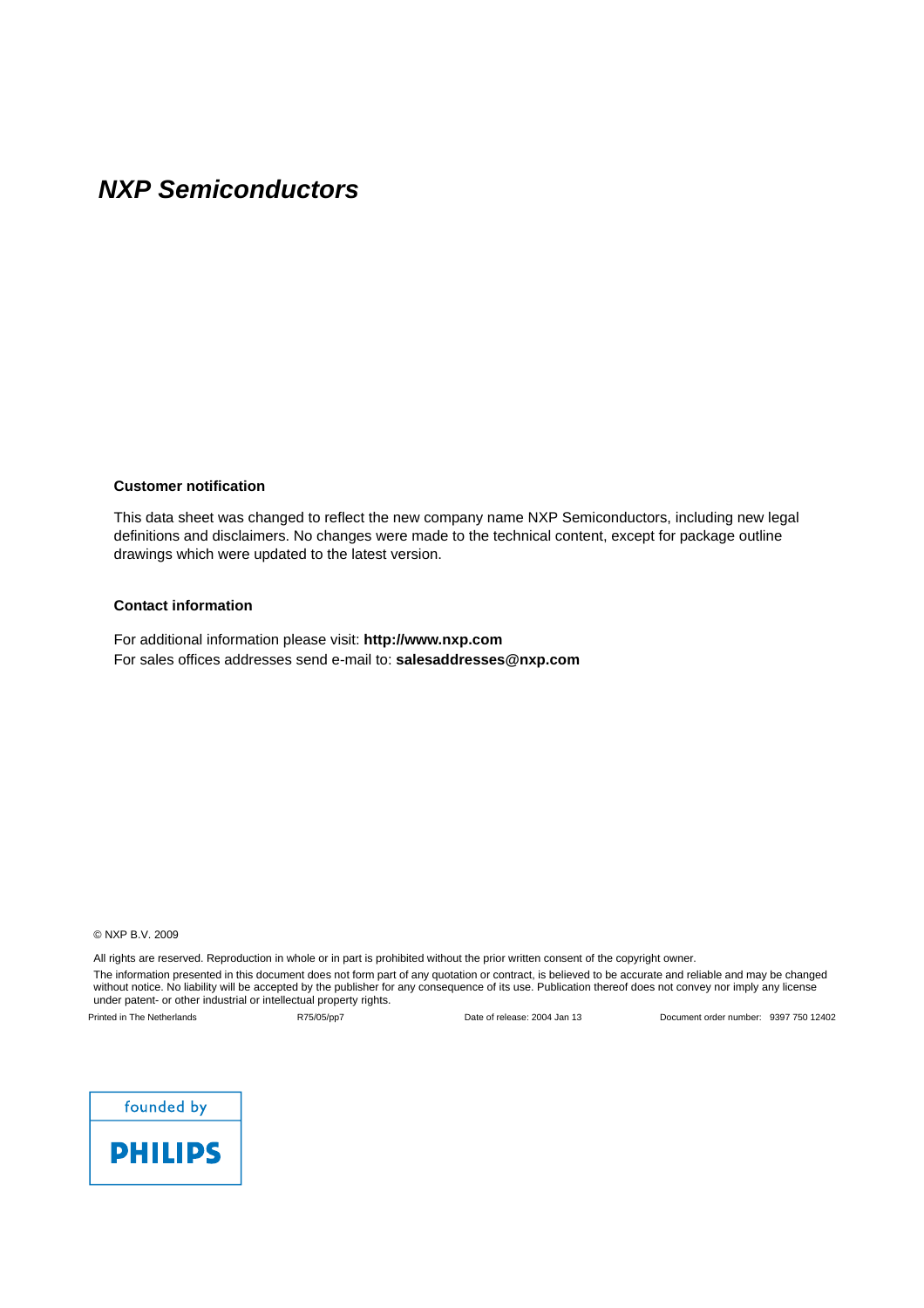# *NXP Semiconductors*

### Customer notification

This data sheet was changed to reflect the new company name NXP Semiconductors, including new legal definitions and disclaimers. No changes were made to the technical content, except for package outline drawings which were updated to the latest version.

### Contact information

For additional information please visit: **http://www.nxp.com**
For sales offices addresses send e-mail to: **salesaddresses@nxp.com**

© NXP B.V. 2009

All rights are reserved. Reproduction in whole or in part is prohibited without the prior written consent of the copyright owner.
The information presented in this document does not form part of any quotation or contract, is believed to be accurate and reliable and may be changed without notice. No liability will be accepted by the publisher for any consequence of its use. Publication thereof does not convey nor imply any license under patent- or other industrial or intellectual property rights.

Printed in The Netherlands    R75/05/pp7    Date of release: 2004 Jan 13    Document order number: 9397 750 12402

founded by

PHILIPS